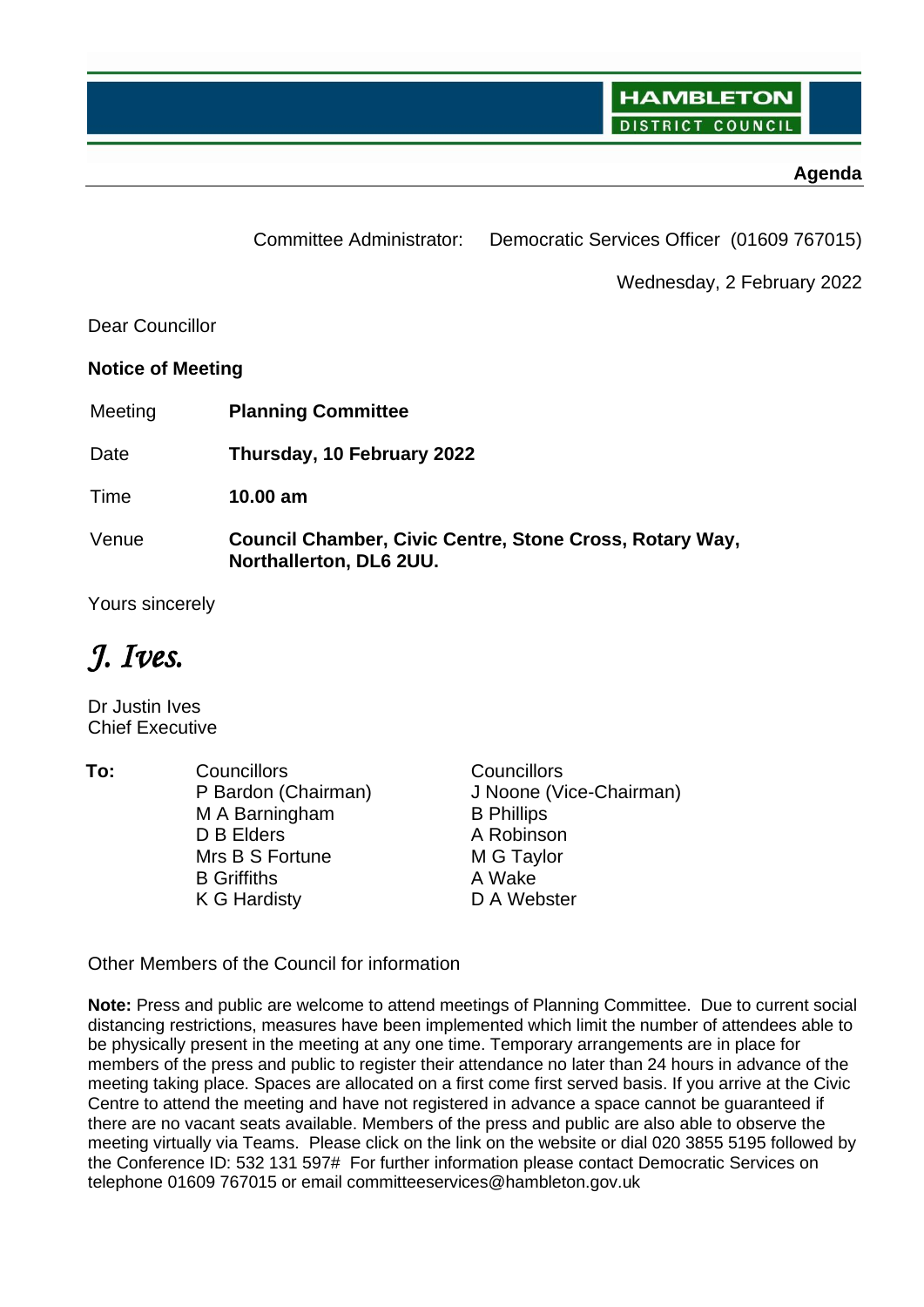HAMBLETON DISTRICT COUNCIL

**Agenda**

Committee Administrator: Democratic Services Officer (01609 767015)

Wednesday, 2 February 2022

Dear Councillor

**Notice of Meeting**

| | |
|---|---|
| Meeting | **Planning Committee** |
| Date | **Thursday, 10 February 2022** |
| Time | **10.00 am** |
| Venue | **Council Chamber, Civic Centre, Stone Cross, Rotary Way, Northallerton, DL6 2UU.** |

Yours sincerely

*J. Ives.*

Dr Justin Ives
Chief Executive

**To:**

| Councillors | Councillors |
|---|---|
| P Bardon (Chairman) | J Noone (Vice-Chairman) |
| M A Barningham | B Phillips |
| D B Elders | A Robinson |
| Mrs B S Fortune | M G Taylor |
| B Griffiths | A Wake |
| K G Hardisty | D A Webster |

Other Members of the Council for information

**Note:** Press and public are welcome to attend meetings of Planning Committee. Due to current social distancing restrictions, measures have been implemented which limit the number of attendees able to be physically present in the meeting at any one time. Temporary arrangements are in place for members of the press and public to register their attendance no later than 24 hours in advance of the meeting taking place. Spaces are allocated on a first come first served basis. If you arrive at the Civic Centre to attend the meeting and have not registered in advance a space cannot be guaranteed if there are no vacant seats available. Members of the press and public are also able to observe the meeting virtually via Teams. Please click on the link on the website or dial 020 3855 5195 followed by the Conference ID: 532 131 597# For further information please contact Democratic Services on telephone 01609 767015 or email committeeservices@hambleton.gov.uk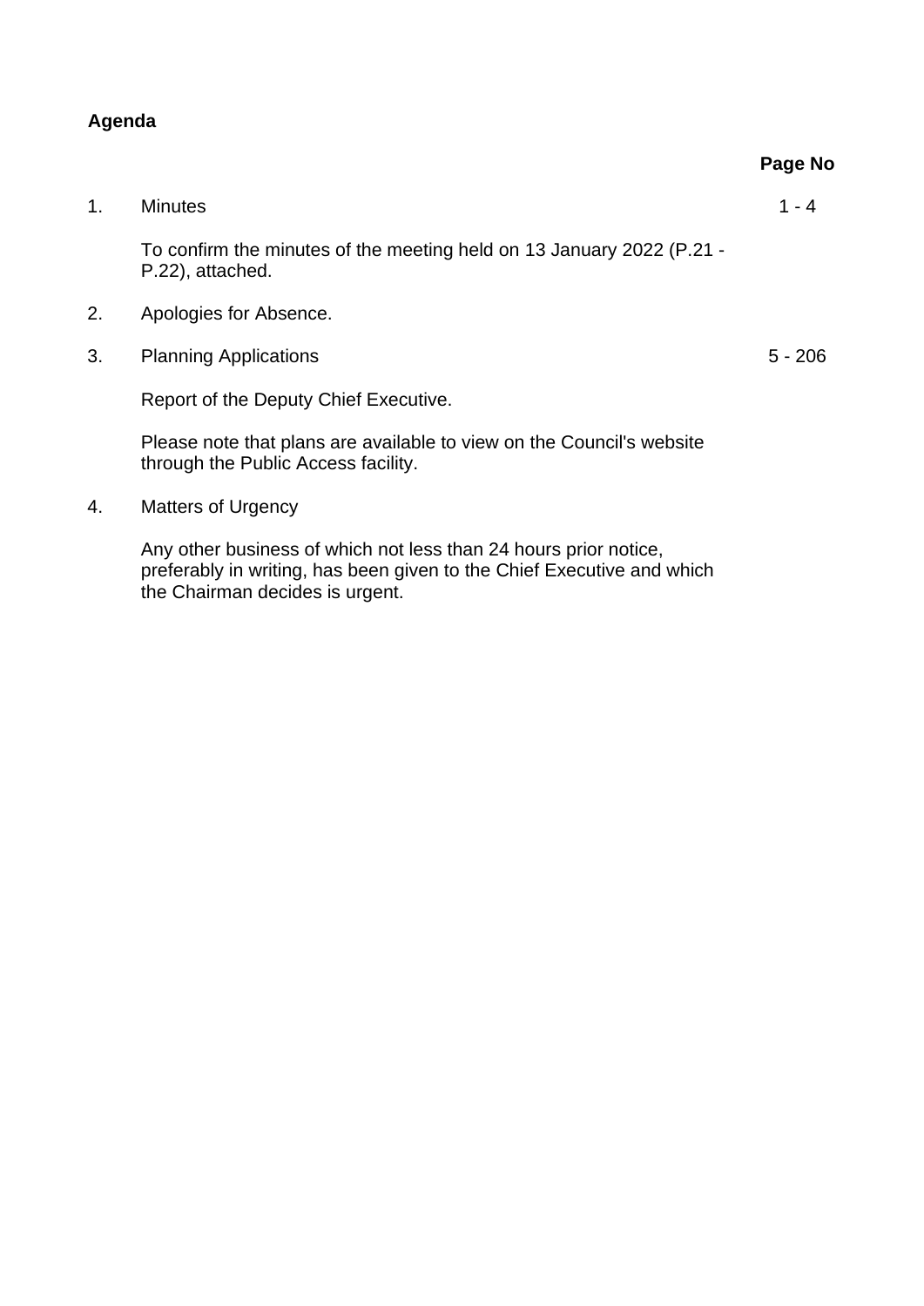**Agenda**

| | | Page No |
|---|---|---|
| 1. | Minutes | 1 - 4 |
| | To confirm the minutes of the meeting held on 13 January 2022 (P.21 - P.22), attached. | |
| 2. | Apologies for Absence. | |
| 3. | Planning Applications | 5 - 206 |
| | Report of the Deputy Chief Executive. | |
| | Please note that plans are available to view on the Council's website through the Public Access facility. | |
| 4. | Matters of Urgency | |
| | Any other business of which not less than 24 hours prior notice, preferably in writing, has been given to the Chief Executive and which the Chairman decides is urgent. | |